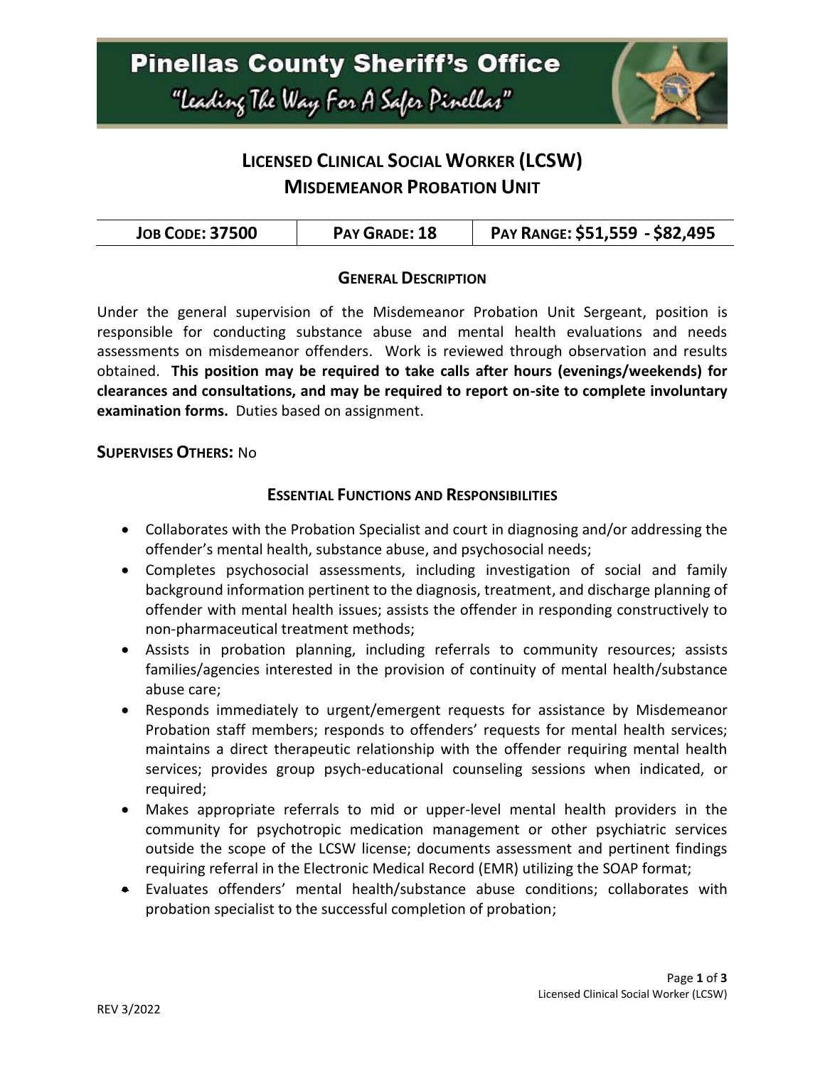# Pinellas County Sheriff's Office

"Leading The Way For A Safer Pinellas"

## LICENSED CLINICAL SOCIAL WORKER (LCSW)
## MISDEMEANOR PROBATION UNIT

| JOB CODE: 37500 | PAY GRADE: 18 | PAY RANGE: $51,559 - $82,495 |
|---|---|---|

### GENERAL DESCRIPTION

Under the general supervision of the Misdemeanor Probation Unit Sergeant, position is responsible for conducting substance abuse and mental health evaluations and needs assessments on misdemeanor offenders. Work is reviewed through observation and results obtained. **This position may be required to take calls after hours (evenings/weekends) for clearances and consultations, and may be required to report on-site to complete involuntary examination forms.** Duties based on assignment.

**SUPERVISES OTHERS:** No

### ESSENTIAL FUNCTIONS AND RESPONSIBILITIES

- Collaborates with the Probation Specialist and court in diagnosing and/or addressing the offender's mental health, substance abuse, and psychosocial needs;
- Completes psychosocial assessments, including investigation of social and family background information pertinent to the diagnosis, treatment, and discharge planning of offender with mental health issues; assists the offender in responding constructively to non-pharmaceutical treatment methods;
- Assists in probation planning, including referrals to community resources; assists families/agencies interested in the provision of continuity of mental health/substance abuse care;
- Responds immediately to urgent/emergent requests for assistance by Misdemeanor Probation staff members; responds to offenders' requests for mental health services; maintains a direct therapeutic relationship with the offender requiring mental health services; provides group psych-educational counseling sessions when indicated, or required;
- Makes appropriate referrals to mid or upper-level mental health providers in the community for psychotropic medication management or other psychiatric services outside the scope of the LCSW license; documents assessment and pertinent findings requiring referral in the Electronic Medical Record (EMR) utilizing the SOAP format;
- Evaluates offenders' mental health/substance abuse conditions; collaborates with probation specialist to the successful completion of probation;

REV 3/2022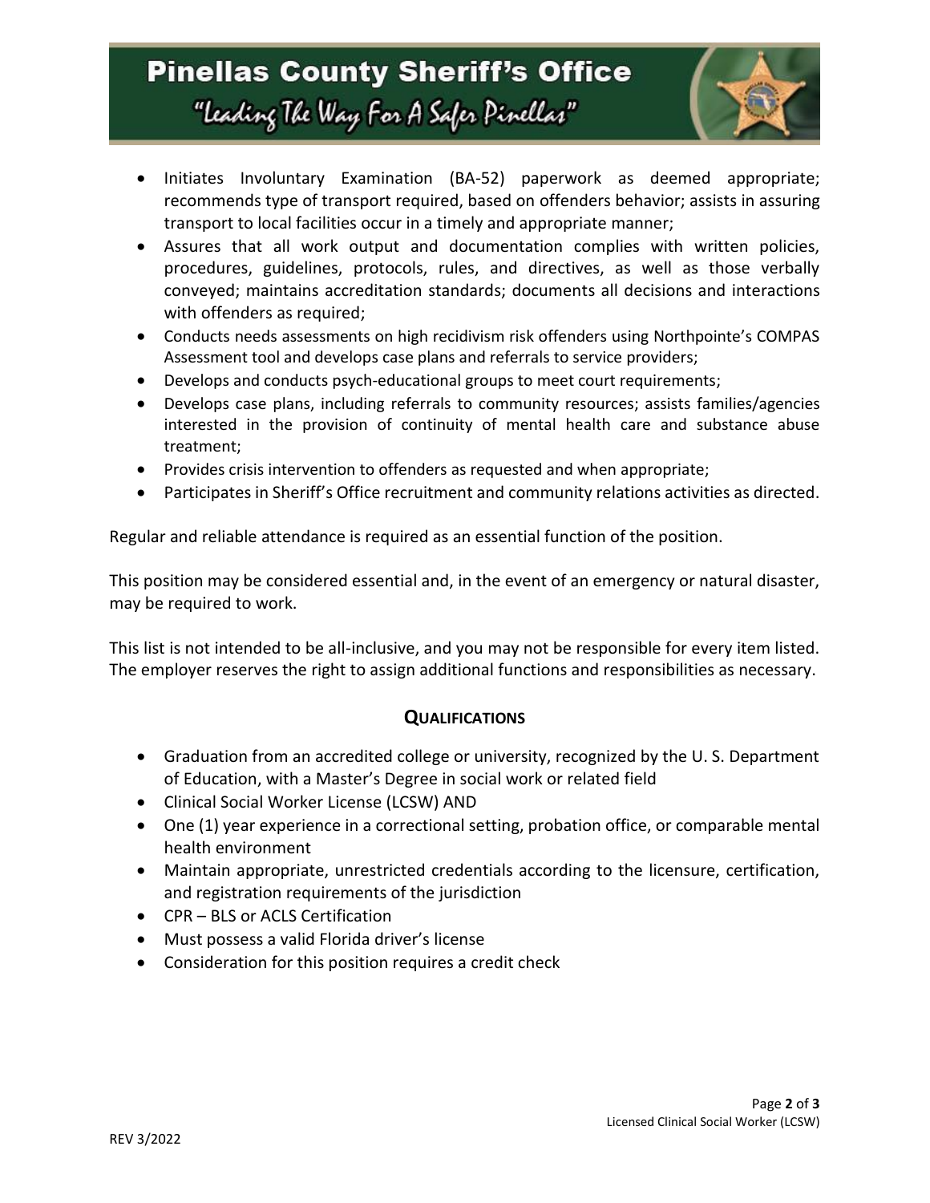- Initiates Involuntary Examination (BA-52) paperwork as deemed appropriate; recommends type of transport required, based on offenders behavior; assists in assuring transport to local facilities occur in a timely and appropriate manner;
- Assures that all work output and documentation complies with written policies, procedures, guidelines, protocols, rules, and directives, as well as those verbally conveyed; maintains accreditation standards; documents all decisions and interactions with offenders as required;
- Conducts needs assessments on high recidivism risk offenders using Northpointe's COMPAS Assessment tool and develops case plans and referrals to service providers;
- Develops and conducts psych-educational groups to meet court requirements;
- Develops case plans, including referrals to community resources; assists families/agencies interested in the provision of continuity of mental health care and substance abuse treatment;
- Provides crisis intervention to offenders as requested and when appropriate;
- Participates in Sheriff's Office recruitment and community relations activities as directed.

Regular and reliable attendance is required as an essential function of the position.

This position may be considered essential and, in the event of an emergency or natural disaster, may be required to work.

This list is not intended to be all-inclusive, and you may not be responsible for every item listed. The employer reserves the right to assign additional functions and responsibilities as necessary.

## Qualifications

- Graduation from an accredited college or university, recognized by the U. S. Department of Education, with a Master's Degree in social work or related field
- Clinical Social Worker License (LCSW) AND
- One (1) year experience in a correctional setting, probation office, or comparable mental health environment
- Maintain appropriate, unrestricted credentials according to the licensure, certification, and registration requirements of the jurisdiction
- CPR – BLS or ACLS Certification
- Must possess a valid Florida driver's license
- Consideration for this position requires a credit check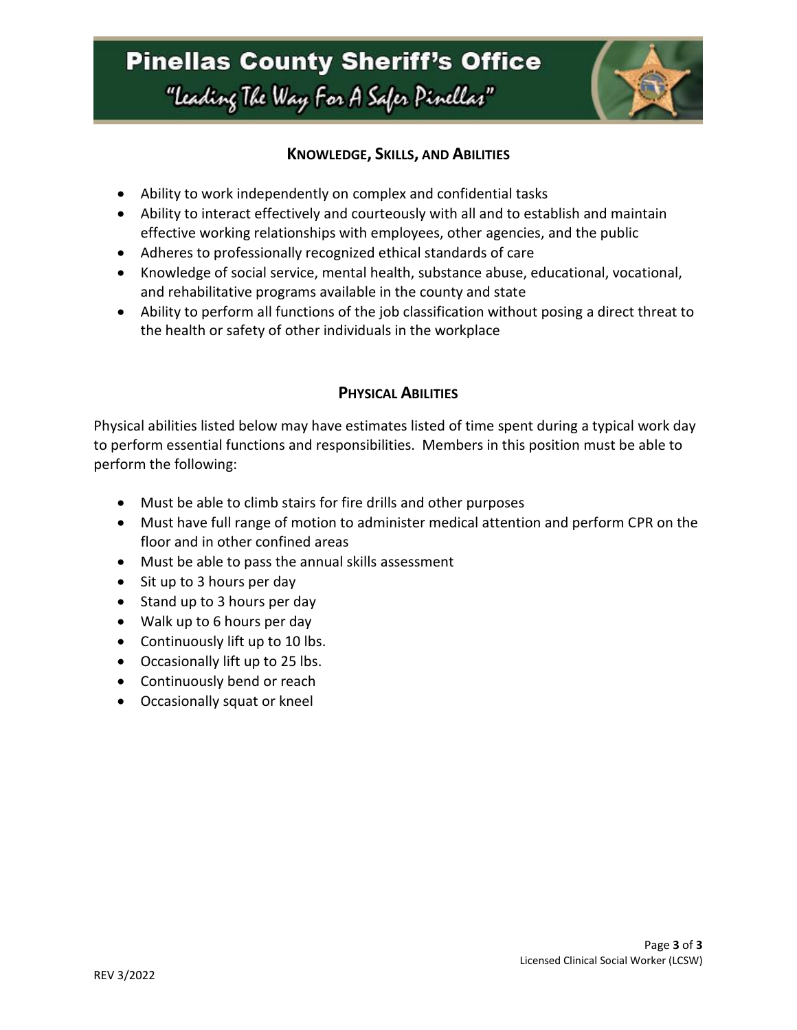## Knowledge, Skills, and Abilities

- Ability to work independently on complex and confidential tasks
- Ability to interact effectively and courteously with all and to establish and maintain effective working relationships with employees, other agencies, and the public
- Adheres to professionally recognized ethical standards of care
- Knowledge of social service, mental health, substance abuse, educational, vocational, and rehabilitative programs available in the county and state
- Ability to perform all functions of the job classification without posing a direct threat to the health or safety of other individuals in the workplace

## Physical Abilities

Physical abilities listed below may have estimates listed of time spent during a typical work day to perform essential functions and responsibilities. Members in this position must be able to perform the following:

- Must be able to climb stairs for fire drills and other purposes
- Must have full range of motion to administer medical attention and perform CPR on the floor and in other confined areas
- Must be able to pass the annual skills assessment
- Sit up to 3 hours per day
- Stand up to 3 hours per day
- Walk up to 6 hours per day
- Continuously lift up to 10 lbs.
- Occasionally lift up to 25 lbs.
- Continuously bend or reach
- Occasionally squat or kneel